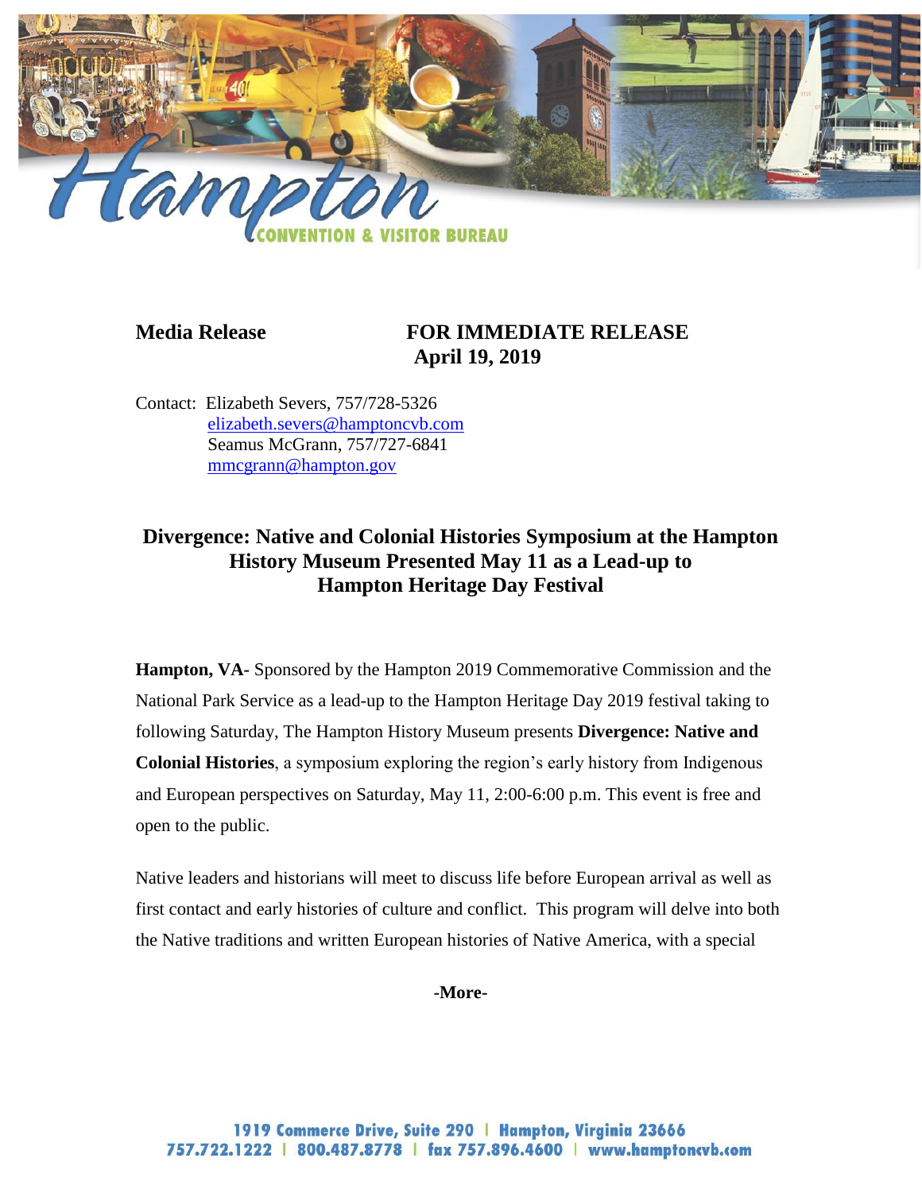**Media Release** **FOR IMMEDIATE RELEASE**
**April 19, 2019**

Contact: Elizabeth Severs, 757/728-5326
elizabeth.severs@hamptoncvb.com
Seamus McGrann, 757/727-6841
mmcgrann@hampton.gov

## Divergence: Native and Colonial Histories Symposium at the Hampton History Museum Presented May 11 as a Lead-up to Hampton Heritage Day Festival

**Hampton, VA-** Sponsored by the Hampton 2019 Commemorative Commission and the National Park Service as a lead-up to the Hampton Heritage Day 2019 festival taking to following Saturday, The Hampton History Museum presents **Divergence: Native and Colonial Histories**, a symposium exploring the region's early history from Indigenous and European perspectives on Saturday, May 11, 2:00-6:00 p.m. This event is free and open to the public.

Native leaders and historians will meet to discuss life before European arrival as well as first contact and early histories of culture and conflict. This program will delve into both the Native traditions and written European histories of Native America, with a special

**-More-**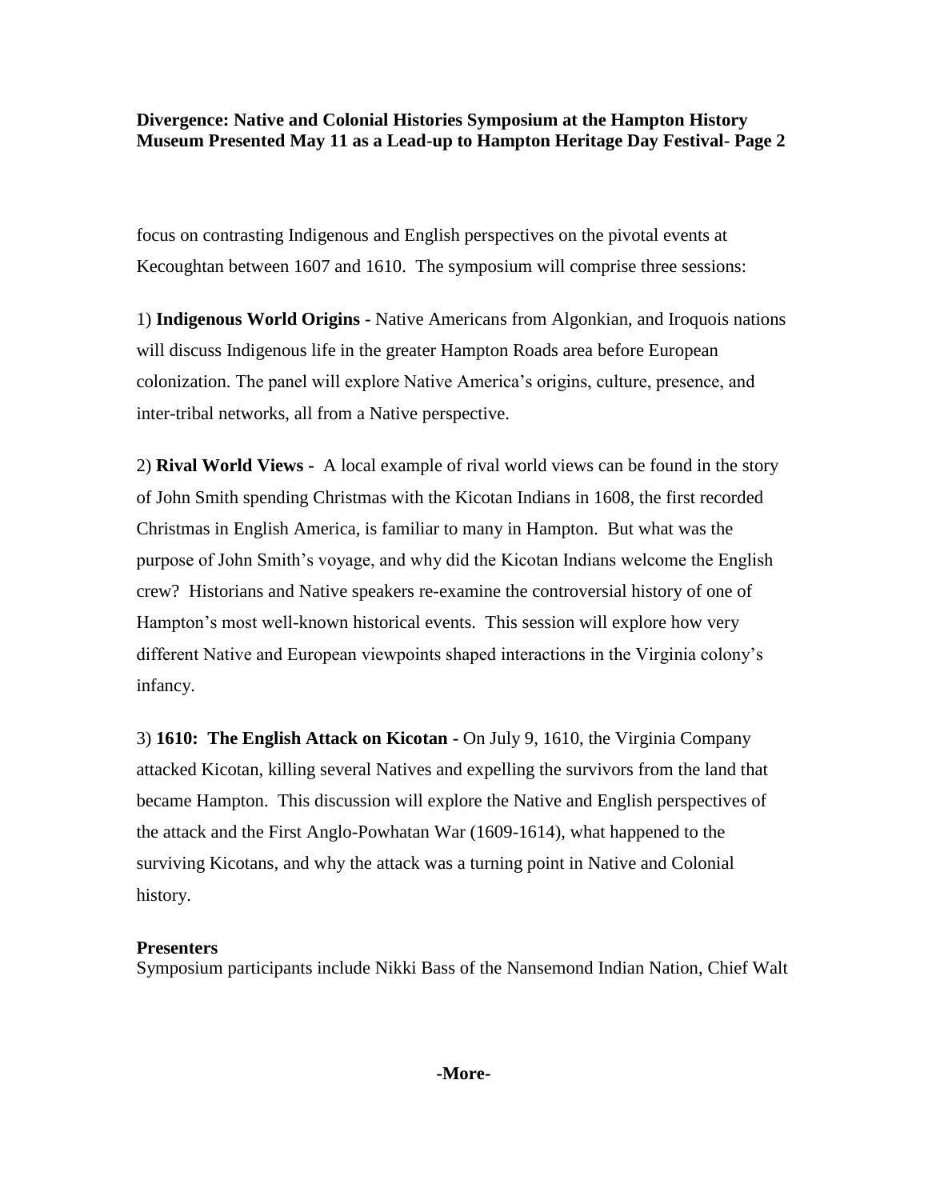focus on contrasting Indigenous and English perspectives on the pivotal events at Kecoughtan between 1607 and 1610. The symposium will comprise three sessions:

1) **Indigenous World Origins -** Native Americans from Algonkian, and Iroquois nations will discuss Indigenous life in the greater Hampton Roads area before European colonization. The panel will explore Native America's origins, culture, presence, and inter-tribal networks, all from a Native perspective.

2) **Rival World Views -** A local example of rival world views can be found in the story of John Smith spending Christmas with the Kicotan Indians in 1608, the first recorded Christmas in English America, is familiar to many in Hampton. But what was the purpose of John Smith's voyage, and why did the Kicotan Indians welcome the English crew? Historians and Native speakers re-examine the controversial history of one of Hampton's most well-known historical events. This session will explore how very different Native and European viewpoints shaped interactions in the Virginia colony's infancy.

3) **1610: The English Attack on Kicotan -** On July 9, 1610, the Virginia Company attacked Kicotan, killing several Natives and expelling the survivors from the land that became Hampton. This discussion will explore the Native and English perspectives of the attack and the First Anglo-Powhatan War (1609-1614), what happened to the surviving Kicotans, and why the attack was a turning point in Native and Colonial history.

**Presenters**

Symposium participants include Nikki Bass of the Nansemond Indian Nation, Chief Walt

-More-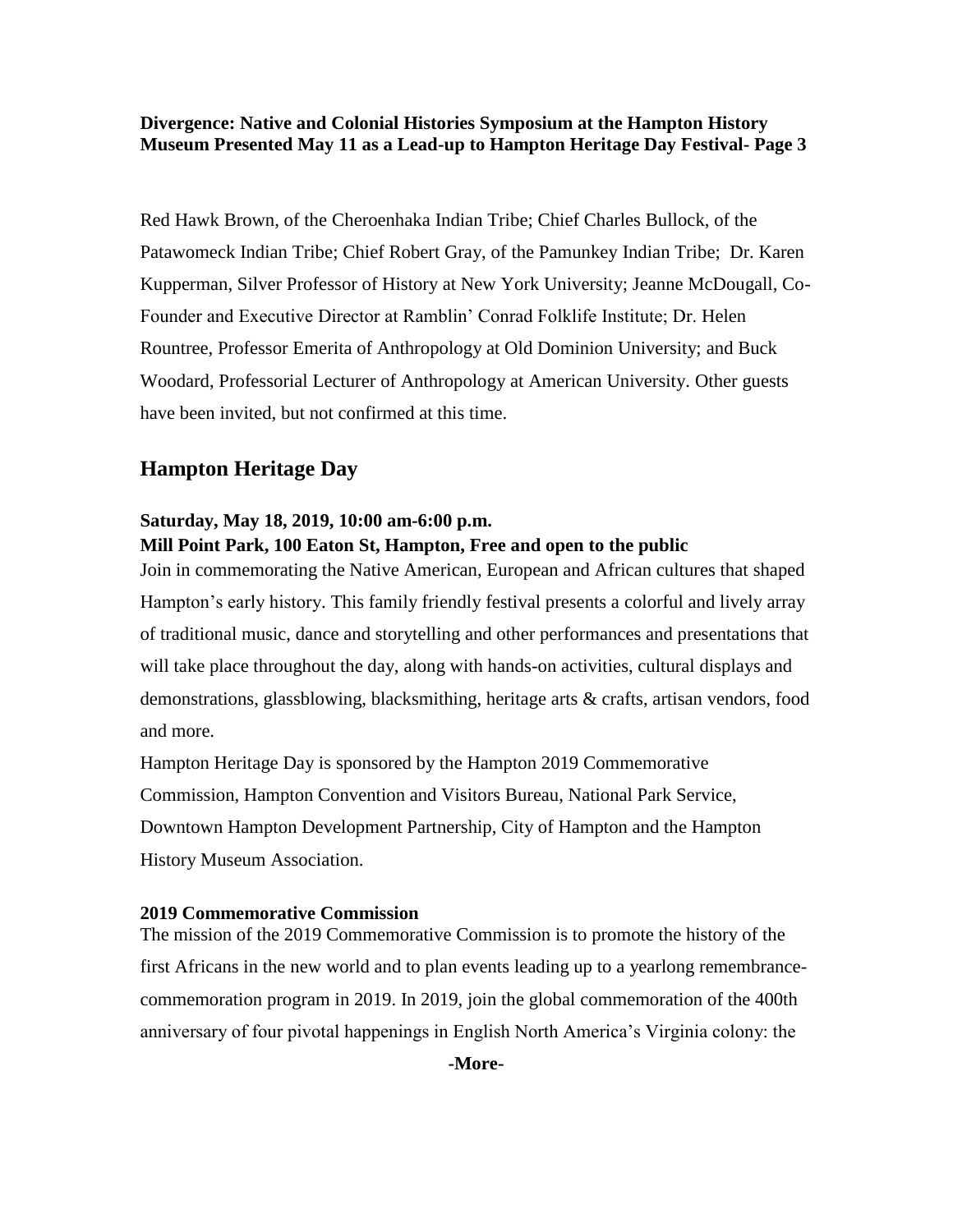Red Hawk Brown, of the Cheroenhaka Indian Tribe; Chief Charles Bullock, of the Patawomeck Indian Tribe; Chief Robert Gray, of the Pamunkey Indian Tribe; Dr. Karen Kupperman, Silver Professor of History at New York University; Jeanne McDougall, Co-Founder and Executive Director at Ramblin' Conrad Folklife Institute; Dr. Helen Rountree, Professor Emerita of Anthropology at Old Dominion University; and Buck Woodard, Professorial Lecturer of Anthropology at American University. Other guests have been invited, but not confirmed at this time.

## Hampton Heritage Day

**Saturday, May 18, 2019, 10:00 am-6:00 p.m.**
**Mill Point Park, 100 Eaton St, Hampton, Free and open to the public**

Join in commemorating the Native American, European and African cultures that shaped Hampton's early history. This family friendly festival presents a colorful and lively array of traditional music, dance and storytelling and other performances and presentations that will take place throughout the day, along with hands-on activities, cultural displays and demonstrations, glassblowing, blacksmithing, heritage arts & crafts, artisan vendors, food and more.

Hampton Heritage Day is sponsored by the Hampton 2019 Commemorative Commission, Hampton Convention and Visitors Bureau, National Park Service, Downtown Hampton Development Partnership, City of Hampton and the Hampton History Museum Association.

**2019 Commemorative Commission**

The mission of the 2019 Commemorative Commission is to promote the history of the first Africans in the new world and to plan events leading up to a yearlong remembrance-commemoration program in 2019. In 2019, join the global commemoration of the 400th anniversary of four pivotal happenings in English North America's Virginia colony: the

**-More-**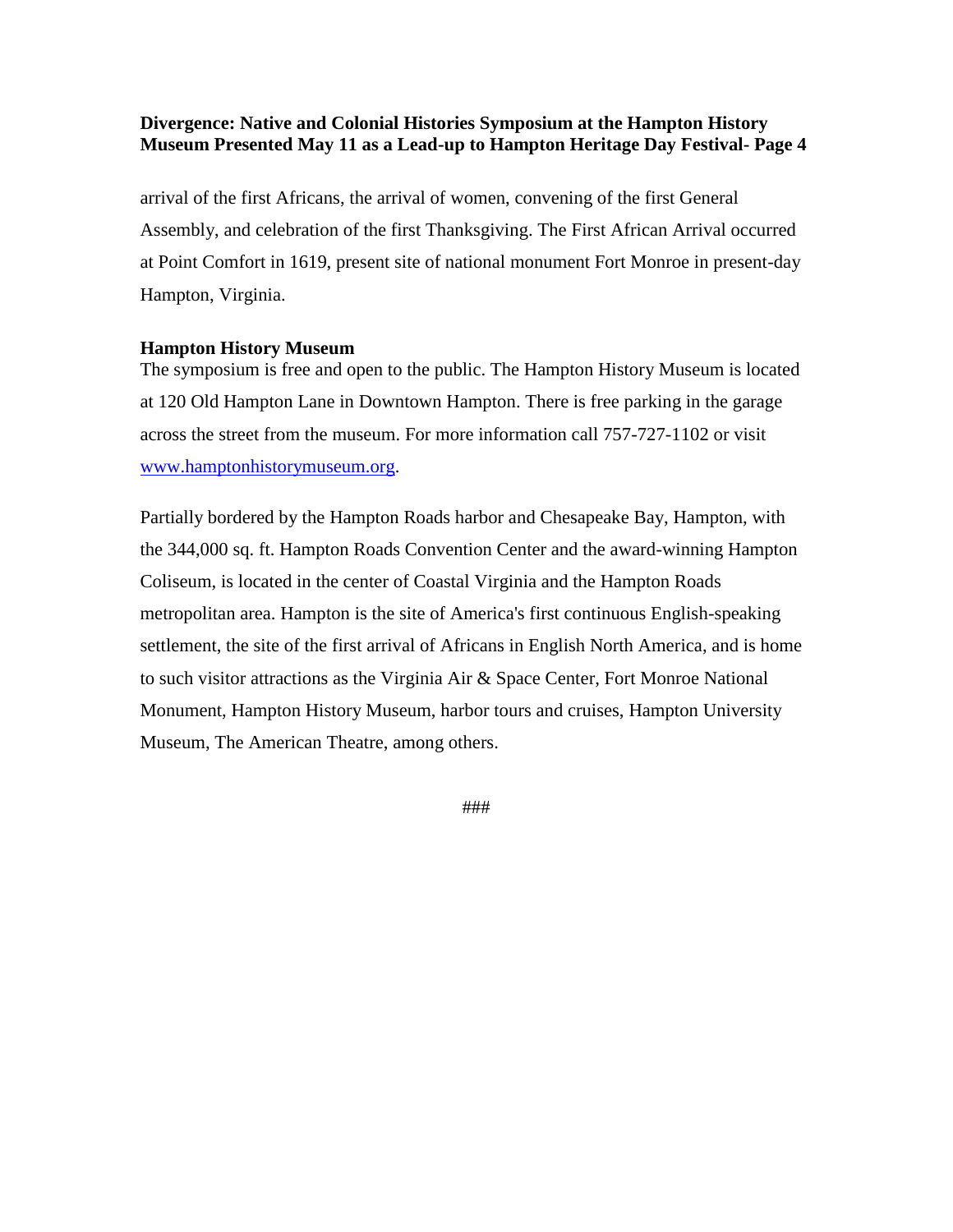arrival of the first Africans, the arrival of women, convening of the first General Assembly, and celebration of the first Thanksgiving. The First African Arrival occurred at Point Comfort in 1619, present site of national monument Fort Monroe in present-day Hampton, Virginia.

**Hampton History Museum**

The symposium is free and open to the public. The Hampton History Museum is located at 120 Old Hampton Lane in Downtown Hampton. There is free parking in the garage across the street from the museum. For more information call 757-727-1102 or visit [www.hamptonhistorymuseum.org](http://www.hamptonhistorymuseum.org).

Partially bordered by the Hampton Roads harbor and Chesapeake Bay, Hampton, with the 344,000 sq. ft. Hampton Roads Convention Center and the award-winning Hampton Coliseum, is located in the center of Coastal Virginia and the Hampton Roads metropolitan area. Hampton is the site of America's first continuous English-speaking settlement, the site of the first arrival of Africans in English North America, and is home to such visitor attractions as the Virginia Air & Space Center, Fort Monroe National Monument, Hampton History Museum, harbor tours and cruises, Hampton University Museum, The American Theatre, among others.

###